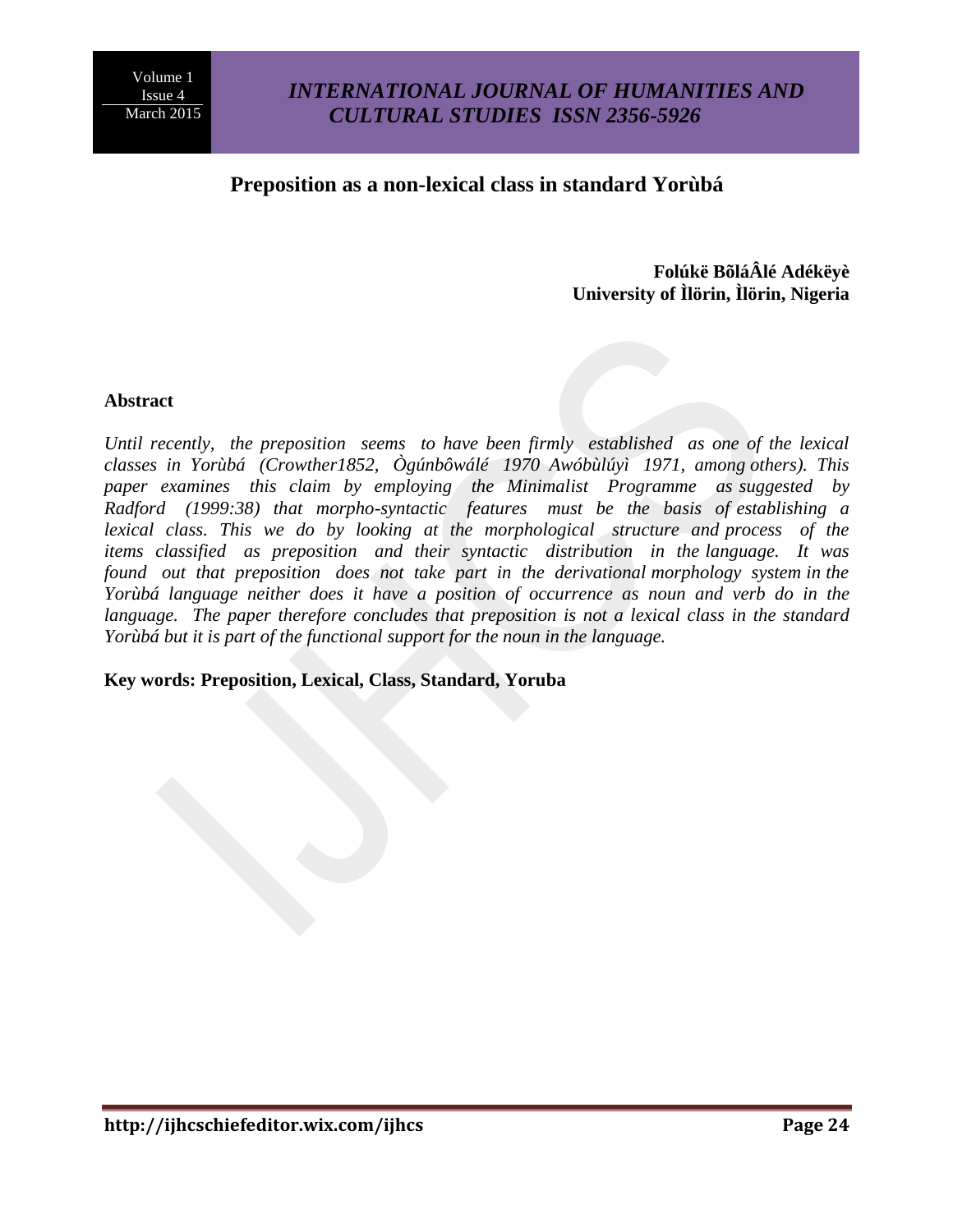# Preposition as a non-lexical class in standard Yorùbá

**Folúkë BõláÂlé Adékëyè**
**University of Ìlörin, Ìlörin, Nigeria**

## Abstract

*Until recently, the preposition seems to have been firmly established as one of the lexical classes in Yorùbá (Crowther1852, Ògúnbôwálé 1970 Awóbùlúyì 1971, among others). This paper examines this claim by employing the Minimalist Programme as suggested by Radford (1999:38) that morpho-syntactic features must be the basis of establishing a lexical class. This we do by looking at the morphological structure and process of the items classified as preposition and their syntactic distribution in the language. It was found out that preposition does not take part in the derivational morphology system in the Yorùbá language neither does it have a position of occurrence as noun and verb do in the language. The paper therefore concludes that preposition is not a lexical class in the standard Yorùbá but it is part of the functional support for the noun in the language.*

**Key words: Preposition, Lexical, Class, Standard, Yoruba**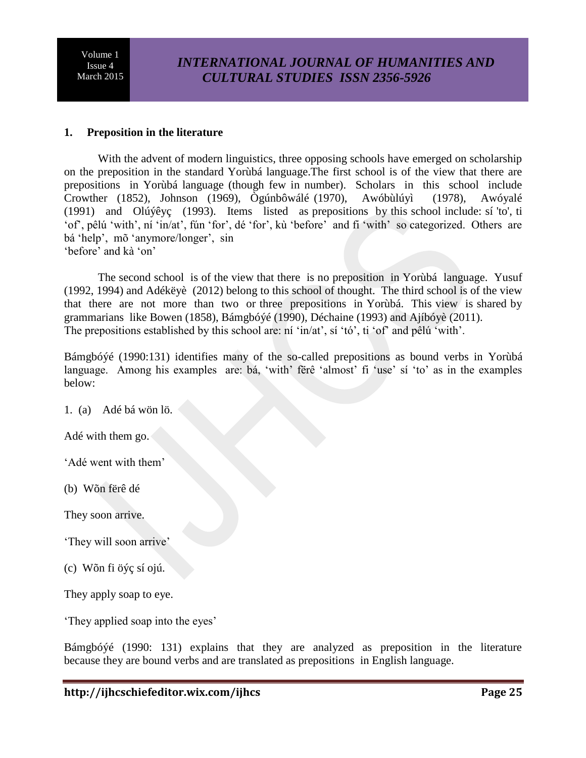## 1. Preposition in the literature

With the advent of modern linguistics, three opposing schools have emerged on scholarship on the preposition in the standard Yorùbá language.The first school is of the view that there are prepositions in Yorùbá language (though few in number). Scholars in this school include Crowther (1852), Johnson (1969), Ògúnbôwálé (1970), Awóbùlúyì (1978), Awóyalé (1991) and Olúýêyç (1993). Items listed as prepositions by this school include: sí 'to', ti 'of', pêlú 'with', ní 'in/at', fún 'for', dé 'for', kù 'before' and fi 'with' so categorized. Others are bá 'help', mõ 'anymore/longer', sin
'before' and kà 'on'

The second school is of the view that there is no preposition in Yorùbá language. Yusuf (1992, 1994) and Adékëyè (2012) belong to this school of thought. The third school is of the view that there are not more than two or three prepositions in Yorùbá. This view is shared by grammarians like Bowen (1858), Bámgbóýé (1990), Déchaine (1993) and Ajíbóyè (2011). The prepositions established by this school are: ní 'in/at', sí 'tó', ti 'of' and pêlú 'with'.

Bámgbóýé (1990:131) identifies many of the so-called prepositions as bound verbs in Yorùbá language. Among his examples are: bá, 'with' fërê 'almost' fi 'use' sí 'to' as in the examples below:

1. (a) Adé bá wön lö.

Adé with them go.

'Adé went with them'

(b) Wõn fërê dé

They soon arrive.

'They will soon arrive'

(c) Wõn fi öýç sí ojú.

They apply soap to eye.

'They applied soap into the eyes'

Bámgbóýé (1990: 131) explains that they are analyzed as preposition in the literature because they are bound verbs and are translated as prepositions in English language.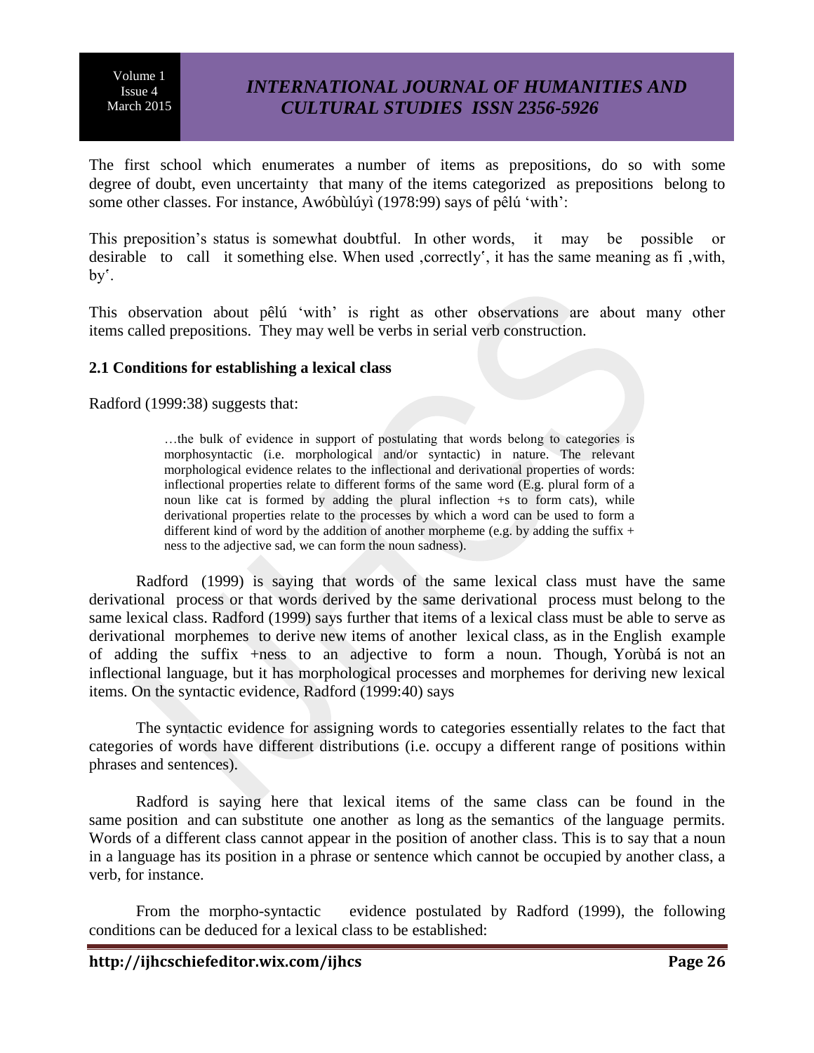The first school which enumerates a number of items as prepositions, do so with some degree of doubt, even uncertainty that many of the items categorized as prepositions belong to some other classes. For instance, Awóbùlúyì (1978:99) says of pêlú 'with':

This preposition's status is somewhat doubtful. In other words, it may be possible or desirable to call it something else. When used ‚correctly', it has the same meaning as fi ‚with, by'.

This observation about pêlú 'with' is right as other observations are about many other items called prepositions. They may well be verbs in serial verb construction.

### 2.1 Conditions for establishing a lexical class

Radford (1999:38) suggests that:

> …the bulk of evidence in support of postulating that words belong to categories is morphosyntactic (i.e. morphological and/or syntactic) in nature. The relevant morphological evidence relates to the inflectional and derivational properties of words: inflectional properties relate to different forms of the same word (E.g. plural form of a noun like cat is formed by adding the plural inflection +s to form cats), while derivational properties relate to the processes by which a word can be used to form a different kind of word by the addition of another morpheme (e.g. by adding the suffix + ness to the adjective sad, we can form the noun sadness).

Radford (1999) is saying that words of the same lexical class must have the same derivational process or that words derived by the same derivational process must belong to the same lexical class. Radford (1999) says further that items of a lexical class must be able to serve as derivational morphemes to derive new items of another lexical class, as in the English example of adding the suffix +ness to an adjective to form a noun. Though, Yorùbá is not an inflectional language, but it has morphological processes and morphemes for deriving new lexical items. On the syntactic evidence, Radford (1999:40) says

The syntactic evidence for assigning words to categories essentially relates to the fact that categories of words have different distributions (i.e. occupy a different range of positions within phrases and sentences).

Radford is saying here that lexical items of the same class can be found in the same position and can substitute one another as long as the semantics of the language permits. Words of a different class cannot appear in the position of another class. This is to say that a noun in a language has its position in a phrase or sentence which cannot be occupied by another class, a verb, for instance.

From the morpho-syntactic evidence postulated by Radford (1999), the following conditions can be deduced for a lexical class to be established: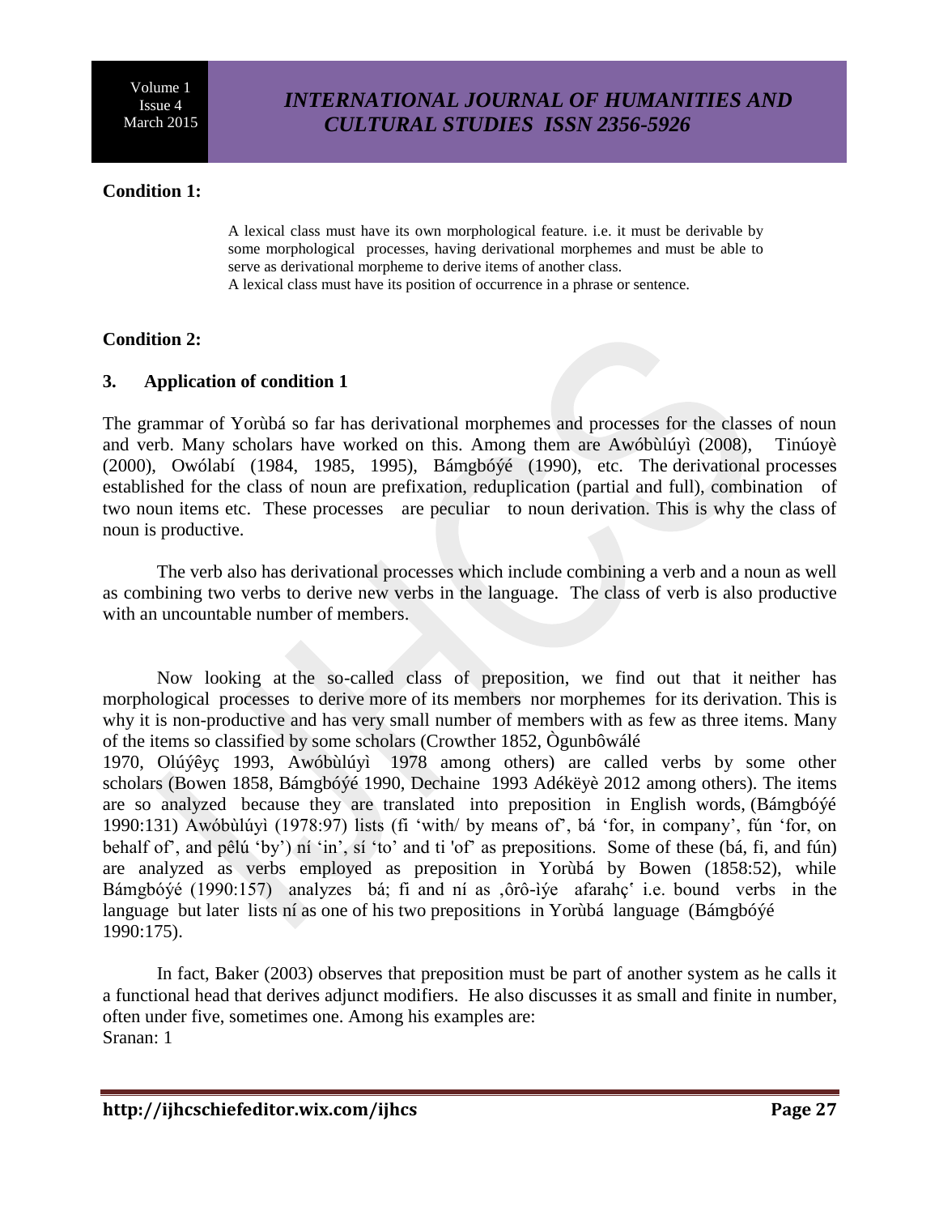**Condition 1:**

> A lexical class must have its own morphological feature. i.e. it must be derivable by some morphological processes, having derivational morphemes and must be able to serve as derivational morpheme to derive items of another class.
> A lexical class must have its position of occurrence in a phrase or sentence.

**Condition 2:**

## 3. Application of condition 1

The grammar of Yorùbá so far has derivational morphemes and processes for the classes of noun and verb. Many scholars have worked on this. Among them are Awóbùlúyì (2008), Tinúoyè (2000), Owólabí (1984, 1985, 1995), Bámgbóýé (1990), etc. The derivational processes established for the class of noun are prefixation, reduplication (partial and full), combination of two noun items etc. These processes are peculiar to noun derivation. This is why the class of noun is productive.

The verb also has derivational processes which include combining a verb and a noun as well as combining two verbs to derive new verbs in the language. The class of verb is also productive with an uncountable number of members.

Now looking at the so-called class of preposition, we find out that it neither has morphological processes to derive more of its members nor morphemes for its derivation. This is why it is non-productive and has very small number of members with as few as three items. Many of the items so classified by some scholars (Crowther 1852, Ògunbôwálé 1970, Olúýêyç 1993, Awóbùlúyì 1978 among others) are called verbs by some other scholars (Bowen 1858, Bámgbóýé 1990, Dechaine 1993 Adékëyè 2012 among others). The items are so analyzed because they are translated into preposition in English words, (Bámgbóýé 1990:131) Awóbùlúyì (1978:97) lists (fi 'with/ by means of', bá 'for, in company', fún 'for, on behalf of', and pêlú 'by') ní 'in', sí 'to' and ti 'of' as prepositions. Some of these (bá, fi, and fún) are analyzed as verbs employed as preposition in Yorùbá by Bowen (1858:52), while Bámgbóýé (1990:157) analyzes bá; fi and ní as ,ôrô-iýe afarahç' i.e. bound verbs in the language but later lists ní as one of his two prepositions in Yorùbá language (Bámgbóýé 1990:175).

In fact, Baker (2003) observes that preposition must be part of another system as he calls it a functional head that derives adjunct modifiers. He also discusses it as small and finite in number, often under five, sometimes one. Among his examples are:
Sranan: 1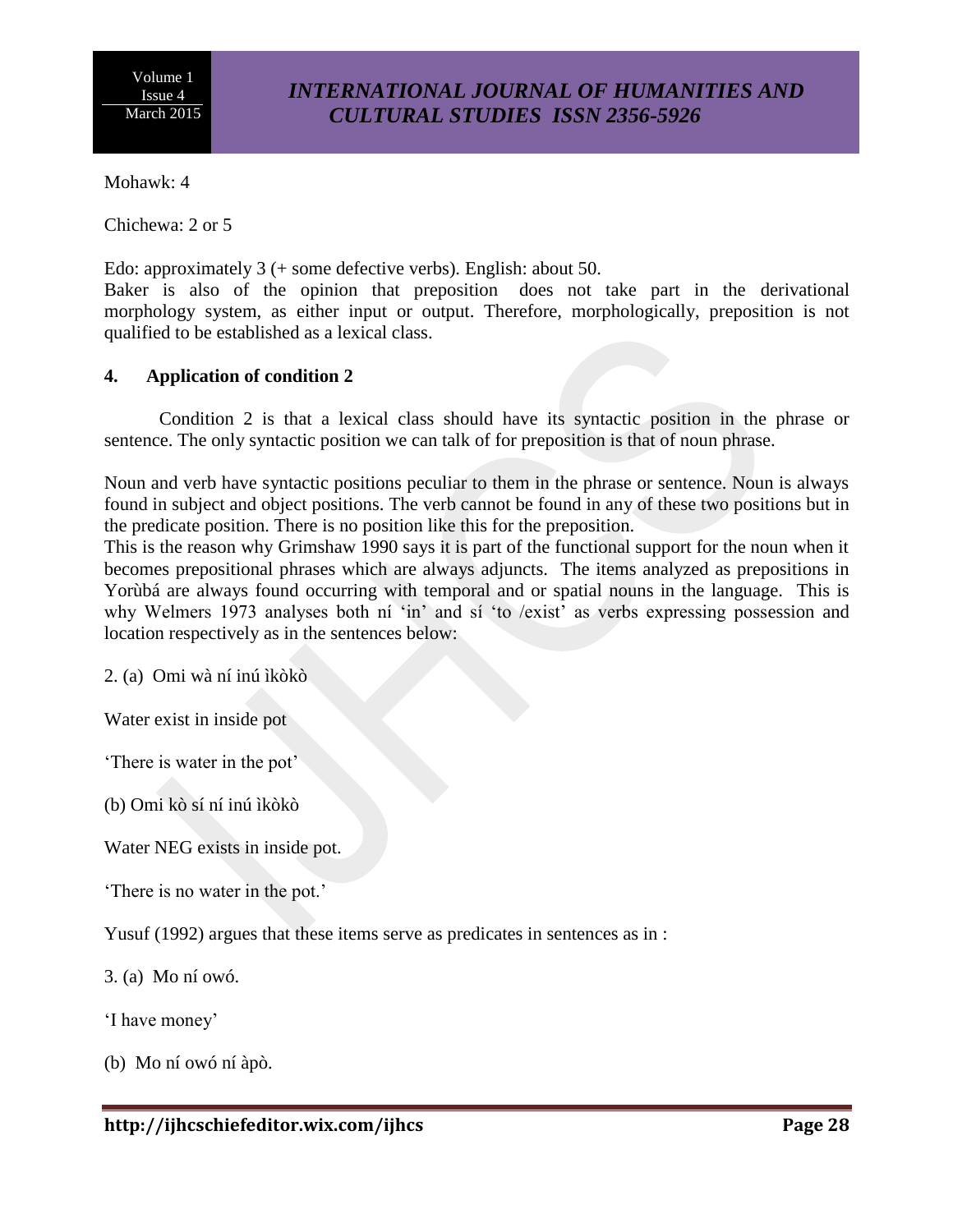Mohawk: 4

Chichewa: 2 or 5

Edo: approximately 3 (+ some defective verbs). English: about 50.

Baker is also of the opinion that preposition does not take part in the derivational morphology system, as either input or output. Therefore, morphologically, preposition is not qualified to be established as a lexical class.

## 4. Application of condition 2

Condition 2 is that a lexical class should have its syntactic position in the phrase or sentence. The only syntactic position we can talk of for preposition is that of noun phrase.

Noun and verb have syntactic positions peculiar to them in the phrase or sentence. Noun is always found in subject and object positions. The verb cannot be found in any of these two positions but in the predicate position. There is no position like this for the preposition.

This is the reason why Grimshaw 1990 says it is part of the functional support for the noun when it becomes prepositional phrases which are always adjuncts. The items analyzed as prepositions in Yorùbá are always found occurring with temporal and or spatial nouns in the language. This is why Welmers 1973 analyses both ní 'in' and sí 'to /exist' as verbs expressing possession and location respectively as in the sentences below:

2. (a) Omi wà ní inú ìkòkò

Water exist in inside pot

'There is water in the pot'

(b) Omi kò sí ní inú ìkòkò

Water NEG exists in inside pot.

'There is no water in the pot.'

Yusuf (1992) argues that these items serve as predicates in sentences as in :

3. (a) Mo ní owó.

'I have money'

(b) Mo ní owó ní àpò.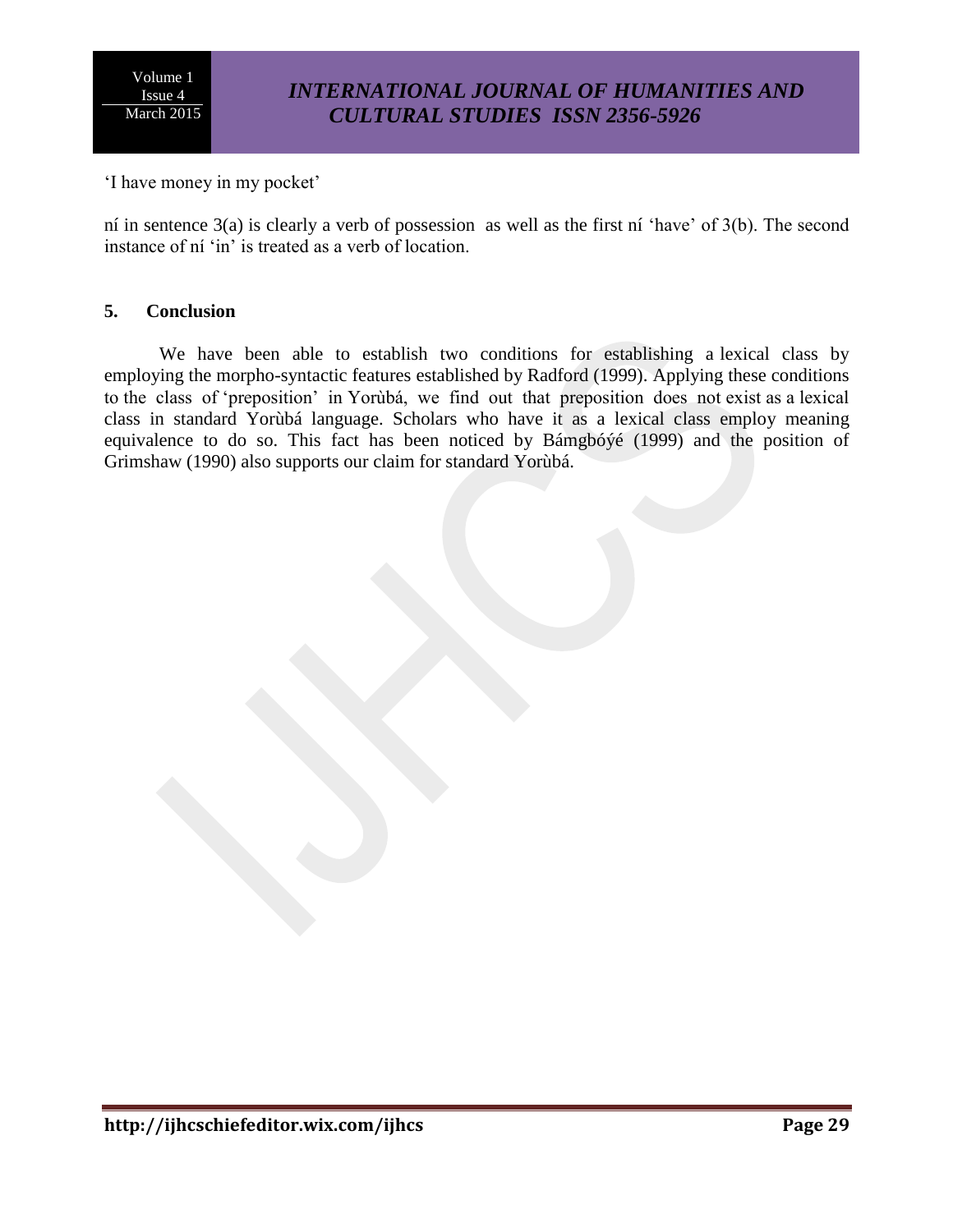'I have money in my pocket'

ní in sentence 3(a) is clearly a verb of possession as well as the first ní 'have' of 3(b). The second instance of ní 'in' is treated as a verb of location.

## 5. Conclusion

We have been able to establish two conditions for establishing a lexical class by employing the morpho-syntactic features established by Radford (1999). Applying these conditions to the class of 'preposition' in Yorùbá, we find out that preposition does not exist as a lexical class in standard Yorùbá language. Scholars who have it as a lexical class employ meaning equivalence to do so. This fact has been noticed by Bámgbóṣé (1999) and the position of Grimshaw (1990) also supports our claim for standard Yorùbá.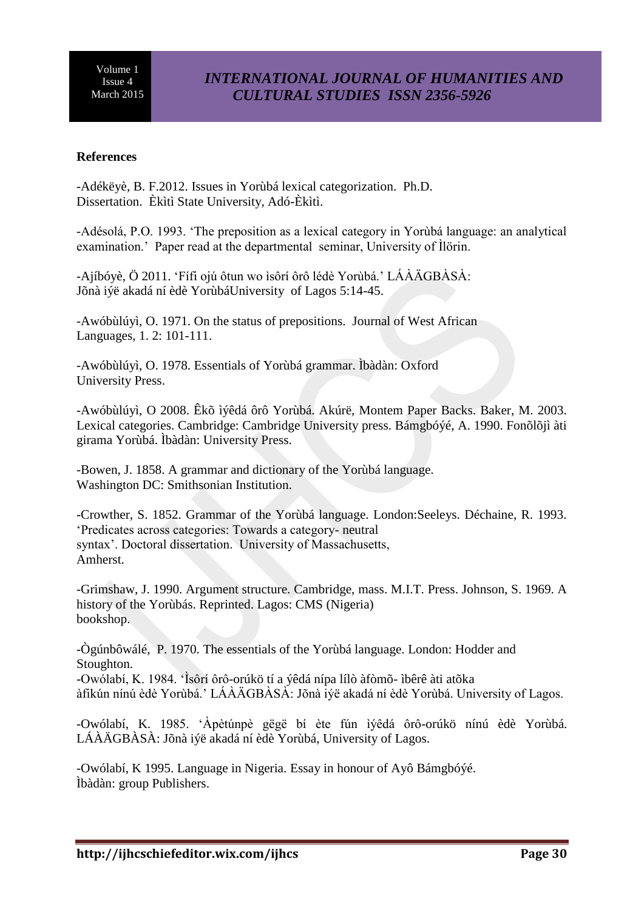**References**

-Adékëyè, B. F.2012. Issues in Yorùbá lexical categorization. Ph.D. Dissertation. Èkìtì State University, Adó-Èkìtì.

-Adésolá, P.O. 1993. 'The preposition as a lexical category in Yorùbá language: an analytical examination.' Paper read at the departmental seminar, University of Ìlörin.

-Ajíbóyè, Ö 2011. 'Fífi ojú ôtun wo ìsôrí ôrô lédè Yorùbá.' LÁÀÄGBÀSÀ: Jõnà iýë akadá ní èdè YorùbáUniversity of Lagos 5:14-45.

-Awóbùlúyì, O. 1971. On the status of prepositions. Journal of West African Languages, 1. 2: 101-111.

-Awóbùlúyì, O. 1978. Essentials of Yorùbá grammar. Ìbàdàn: Oxford University Press.

-Awóbùlúyì, O 2008. Êkõ ìýêdá ôrô Yorùbá. Akúrë, Montem Paper Backs. Baker, M. 2003. Lexical categories. Cambridge: Cambridge University press. Bámgbóýé, A. 1990. Fonõlõjì àti girama Yorùbá. Ìbàdàn: University Press.

-Bowen, J. 1858. A grammar and dictionary of the Yorùbá language. Washington DC: Smithsonian Institution.

-Crowther, S. 1852. Grammar of the Yorùbá language. London:Seeleys. Déchaine, R. 1993. 'Predicates across categories: Towards a category- neutral syntax'. Doctoral dissertation. University of Massachusetts, Amherst.

-Grimshaw, J. 1990. Argument structure. Cambridge, mass. M.I.T. Press. Johnson, S. 1969. A history of the Yorùbás. Reprinted. Lagos: CMS (Nigeria) bookshop.

-Ògúnbôwálé, P. 1970. The essentials of the Yorùbá language. London: Hodder and Stoughton.

-Owólabí, K. 1984. 'Ìsôrí ôrô-orúkö tí a ýêdá nípa lílò àfòmõ- ìbêrê àti atõka àfikún nínú èdè Yorùbá.' LÁÀÄGBÀSÀ: Jõnà iýë akadá ní èdè Yorùbá. University of Lagos.

-Owólabí, K. 1985. 'Àpètúnpè gëgë bí ète fún ìýêdá ôrô-orúkö nínú èdè Yorùbá. LÁÀÄGBÀSÀ: Jõnà iýë akadá ní èdè Yorùbá, University of Lagos.

-Owólabí, K 1995. Language in Nigeria. Essay in honour of Ayô Bámgbóýé. Ìbàdàn: group Publishers.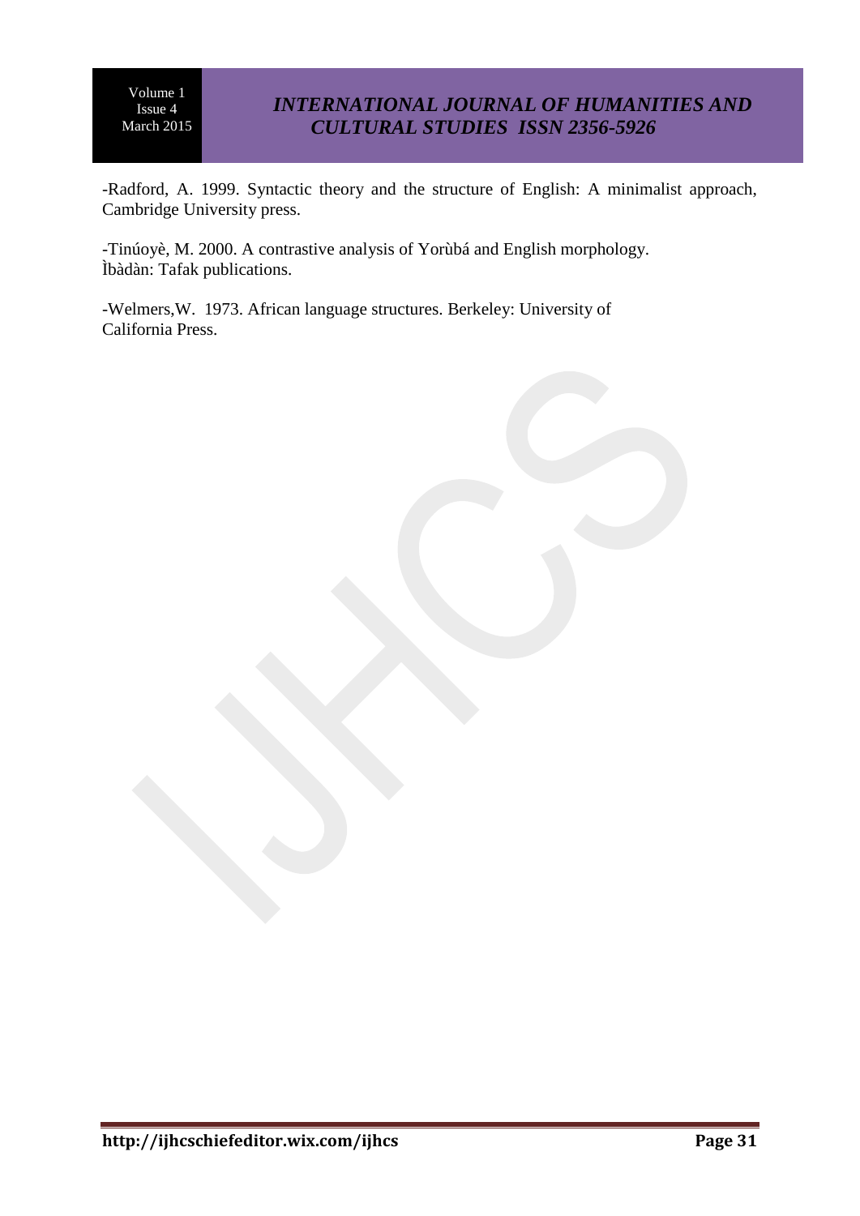-Radford, A. 1999. Syntactic theory and the structure of English: A minimalist approach, Cambridge University press.

-Tinúoyè, M. 2000. A contrastive analysis of Yorùbá and English morphology. Ìbàdàn: Tafak publications.

-Welmers,W. 1973. African language structures. Berkeley: University of California Press.